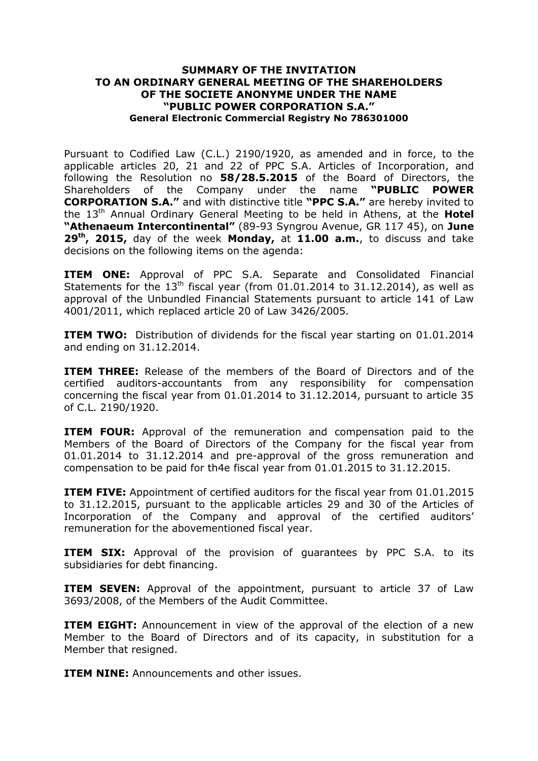# SUMMARY OF THE INVITATION TO AN ORDINARY GENERAL MEETING OF THE SHAREHOLDERS OF THE SOCIETE ANONYME UNDER THE NAME "PUBLIC POWER CORPORATION S.A."

**General Electronic Commercial Registry No 786301000**

Pursuant to Codified Law (C.L.) 2190/1920, as amended and in force, to the applicable articles 20, 21 and 22 of PPC S.A. Articles of Incorporation, and following the Resolution no **58/28.5.2015** of the Board of Directors, the Shareholders of the Company under the name **"PUBLIC POWER CORPORATION S.A."** and with distinctive title **"PPC S.A."** are hereby invited to the 13th Annual Ordinary General Meeting to be held in Athens, at the **Hotel "Athenaeum Intercontinental"** (89-93 Syngrou Avenue, GR 117 45), on **June 29th, 2015,** day of the week **Monday,** at **11.00 a.m.**, to discuss and take decisions on the following items on the agenda:

**ITEM ONE:** Approval of PPC S.A. Separate and Consolidated Financial Statements for the 13th fiscal year (from 01.01.2014 to 31.12.2014), as well as approval of the Unbundled Financial Statements pursuant to article 141 of Law 4001/2011, which replaced article 20 of Law 3426/2005.

**ITEM TWO:** Distribution of dividends for the fiscal year starting on 01.01.2014 and ending on 31.12.2014.

**ITEM THREE:** Release of the members of the Board of Directors and of the certified auditors-accountants from any responsibility for compensation concerning the fiscal year from 01.01.2014 to 31.12.2014, pursuant to article 35 of C.L. 2190/1920.

**ITEM FOUR:** Approval of the remuneration and compensation paid to the Members of the Board of Directors of the Company for the fiscal year from 01.01.2014 to 31.12.2014 and pre-approval of the gross remuneration and compensation to be paid for th4e fiscal year from 01.01.2015 to 31.12.2015.

**ITEM FIVE:** Appointment of certified auditors for the fiscal year from 01.01.2015 to 31.12.2015, pursuant to the applicable articles 29 and 30 of the Articles of Incorporation of the Company and approval of the certified auditors' remuneration for the abovementioned fiscal year.

**ITEM SIX:** Approval of the provision of guarantees by PPC S.A. to its subsidiaries for debt financing.

**ITEM SEVEN:** Approval of the appointment, pursuant to article 37 of Law 3693/2008, of the Members of the Audit Committee.

**ITEM EIGHT:** Announcement in view of the approval of the election of a new Member to the Board of Directors and of its capacity, in substitution for a Member that resigned.

**ITEM NINE:** Announcements and other issues.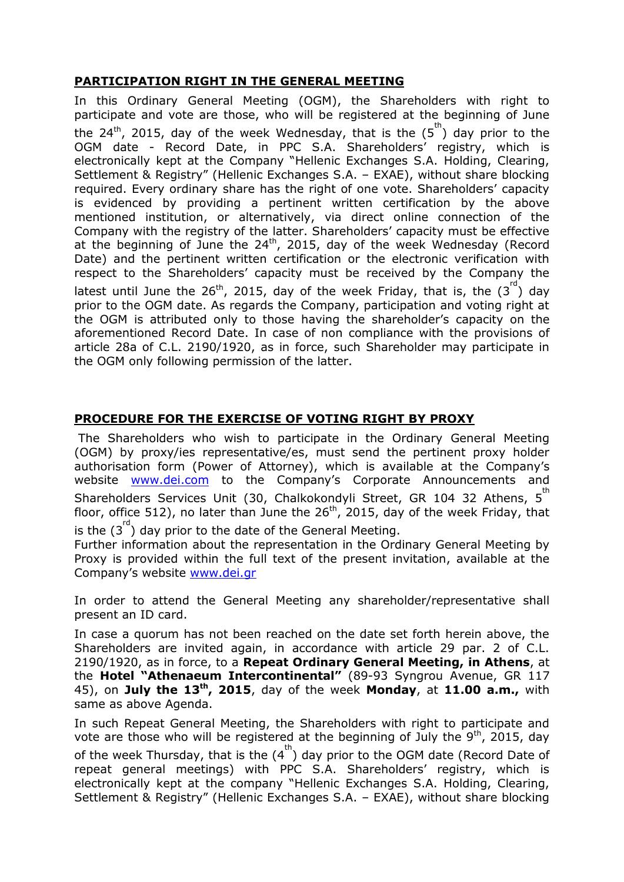## **PARTICIPATION RIGHT IN THE GENERAL MEETING**

In this Ordinary General Meeting (OGM), the Shareholders with right to participate and vote are those, who will be registered at the beginning of June the 24th, 2015, day of the week Wednesday, that is the (5th) day prior to the OGM date - Record Date, in PPC S.A. Shareholders' registry, which is electronically kept at the Company "Hellenic Exchanges S.A. Holding, Clearing, Settlement & Registry" (Hellenic Exchanges S.A. – EXAE), without share blocking required. Every ordinary share has the right of one vote. Shareholders' capacity is evidenced by providing a pertinent written certification by the above mentioned institution, or alternatively, via direct online connection of the Company with the registry of the latter. Shareholders' capacity must be effective at the beginning of June the 24th, 2015, day of the week Wednesday (Record Date) and the pertinent written certification or the electronic verification with respect to the Shareholders' capacity must be received by the Company the latest until June the 26th, 2015, day of the week Friday, that is, the (3rd) day prior to the OGM date. As regards the Company, participation and voting right at the OGM is attributed only to those having the shareholder's capacity on the aforementioned Record Date. In case of non compliance with the provisions of article 28a of C.L. 2190/1920, as in force, such Shareholder may participate in the OGM only following permission of the latter.

## **PROCEDURE FOR THE EXERCISE OF VOTING RIGHT BY PROXY**

The Shareholders who wish to participate in the Ordinary General Meeting (OGM) by proxy/ies representative/es, must send the pertinent proxy holder authorisation form (Power of Attorney), which is available at the Company's website www.dei.com to the Company's Corporate Announcements and Shareholders Services Unit (30, Chalkokondyli Street, GR 104 32 Athens, 5th floor, office 512), no later than June the 26th, 2015, day of the week Friday, that is the (3rd) day prior to the date of the General Meeting.

Further information about the representation in the Ordinary General Meeting by Proxy is provided within the full text of the present invitation, available at the Company's website www.dei.gr

In order to attend the General Meeting any shareholder/representative shall present an ID card.

In case a quorum has not been reached on the date set forth herein above, the Shareholders are invited again, in accordance with article 29 par. 2 of C.L. 2190/1920, as in force, to a **Repeat Ordinary General Meeting, in Athens**, at the **Hotel "Athenaeum Intercontinental"** (89-93 Syngrou Avenue, GR 117 45), on **July the 13th, 2015**, day of the week **Monday**, at **11.00 a.m.,** with same as above Agenda.

In such Repeat General Meeting, the Shareholders with right to participate and vote are those who will be registered at the beginning of July the 9th, 2015, day of the week Thursday, that is the (4th) day prior to the OGM date (Record Date of repeat general meetings) with PPC S.A. Shareholders' registry, which is electronically kept at the company "Hellenic Exchanges S.A. Holding, Clearing, Settlement & Registry" (Hellenic Exchanges S.A. – EXAE), without share blocking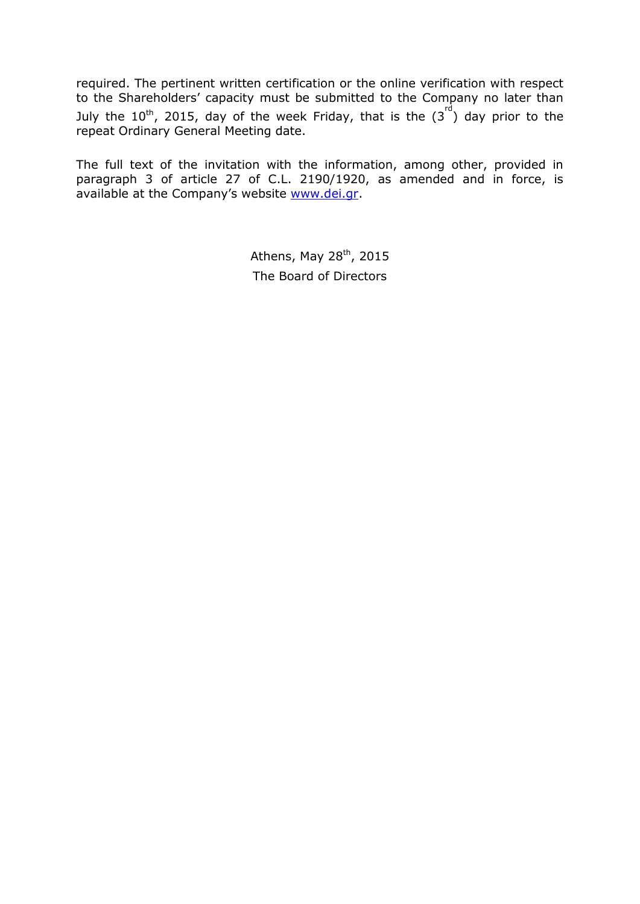required. The pertinent written certification or the online verification with respect to the Shareholders' capacity must be submitted to the Company no later than July the 10th, 2015, day of the week Friday, that is the (3rd) day prior to the repeat Ordinary General Meeting date.

The full text of the invitation with the information, among other, provided in paragraph 3 of article 27 of C.L. 2190/1920, as amended and in force, is available at the Company's website [www.dei.gr](http://www.dei.gr).

Athens, May 28th, 2015

The Board of Directors